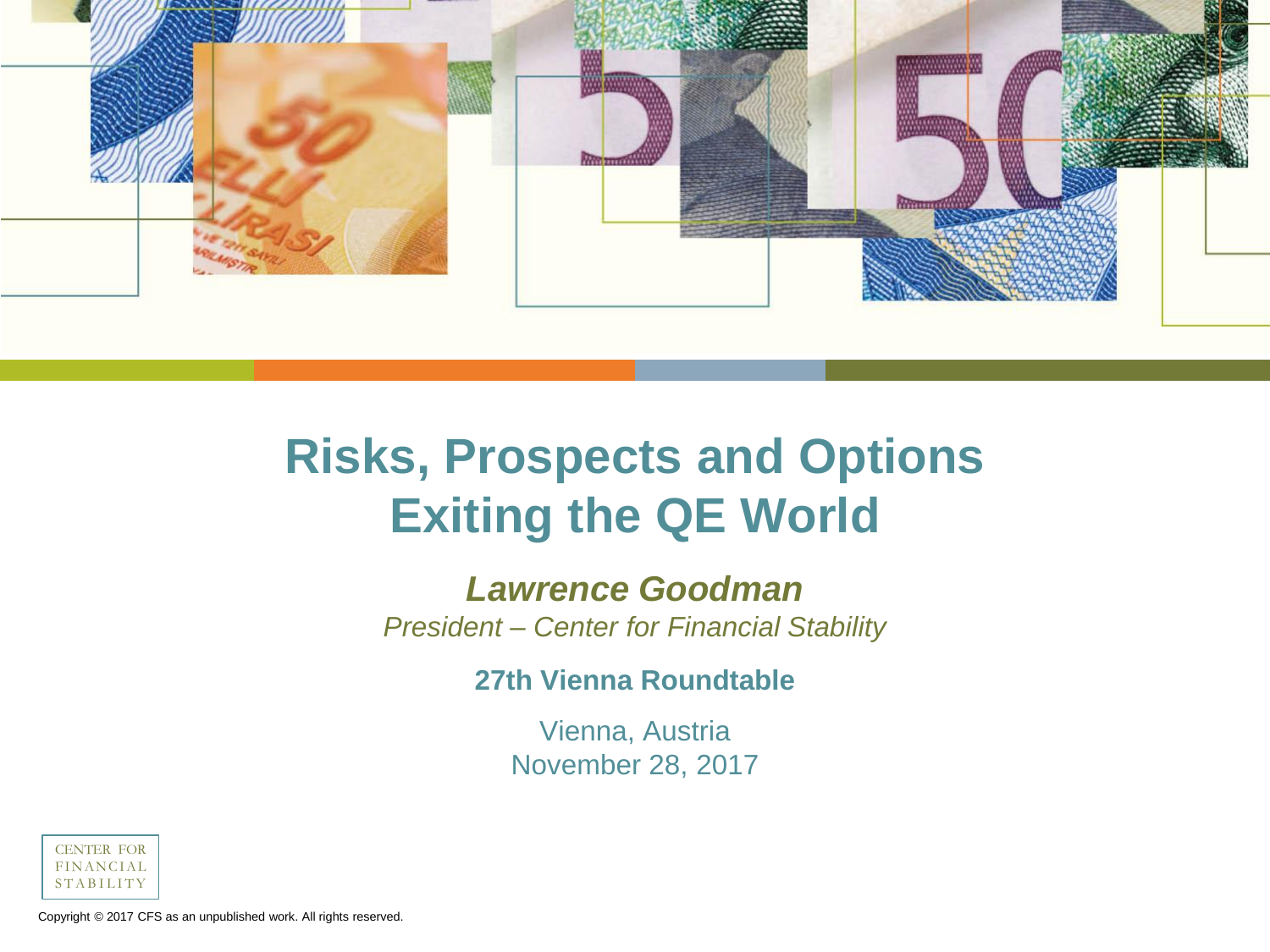# Risks, Prospects and Options
# Exiting the QE World

***Lawrence Goodman***

*President – Center for Financial Stability*

**27th Vienna Roundtable**

Vienna, Austria

November 28, 2017

CENTER FOR FINANCIAL STABILITY

Copyright © 2017 CFS as an unpublished work. All rights reserved.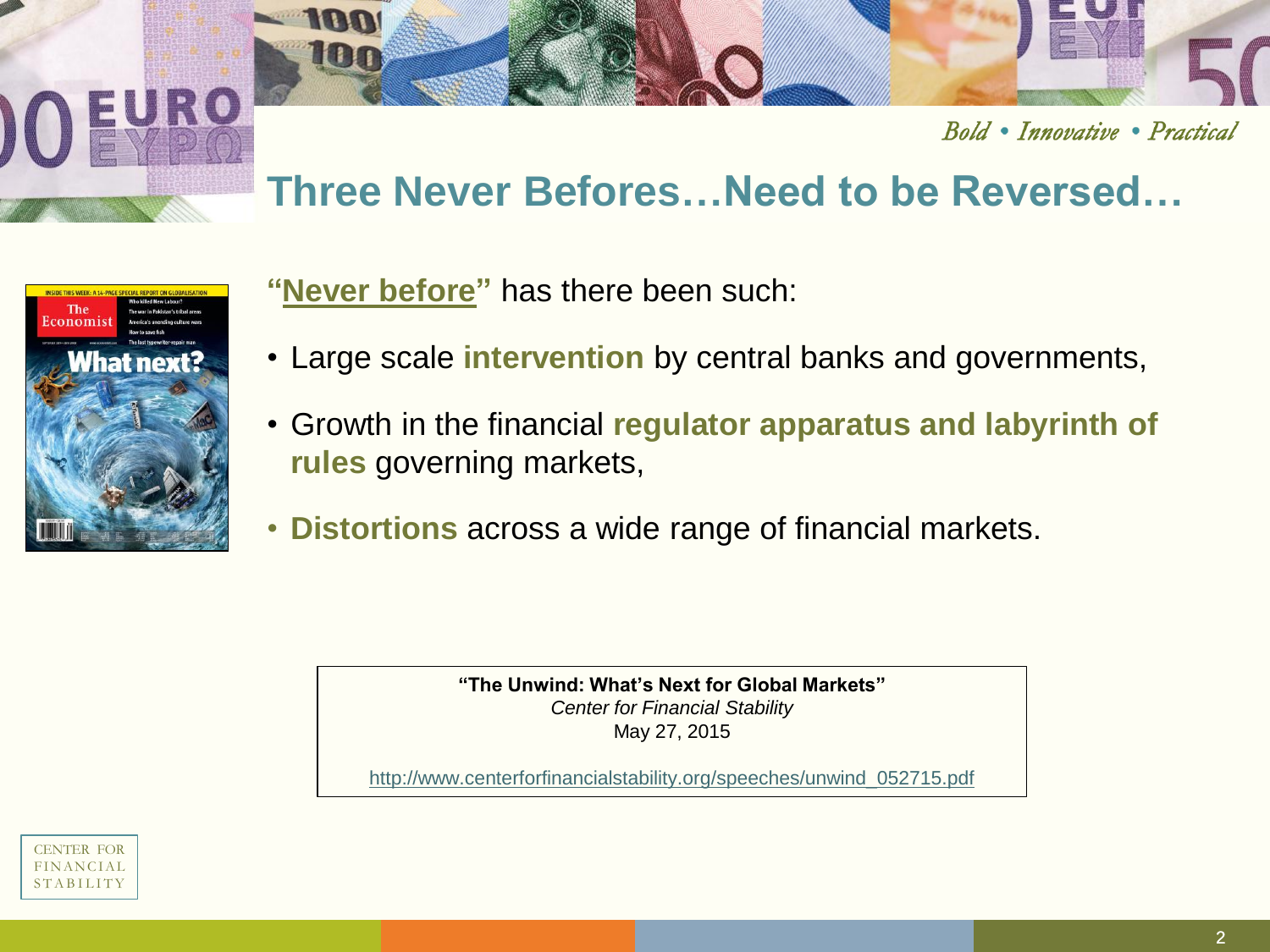*Bold • Innovative • Practical*

# Three Never Befores…Need to be Reversed…

"**Never before**" has there been such:

- Large scale **intervention** by central banks and governments,
- Growth in the financial **regulator apparatus and labyrinth of rules** governing markets,
- **Distortions** across a wide range of financial markets.

**"The Unwind: What's Next for Global Markets"**
*Center for Financial Stability*
May 27, 2015

http://www.centerforfinancialstability.org/speeches/unwind_052715.pdf

CENTER FOR FINANCIAL STABILITY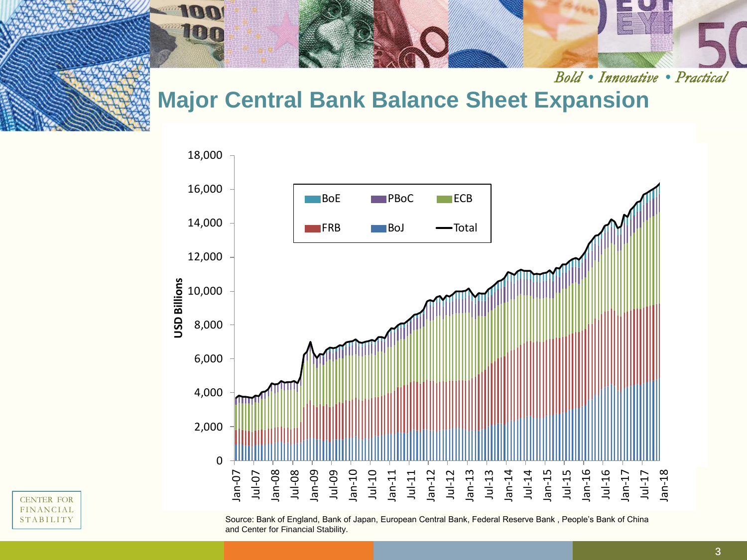# Major Central Bank Balance Sheet Expansion

*Bold • Innovative • Practical*

Source: Bank of England, Bank of Japan, European Central Bank, Federal Reserve Bank , People's Bank of China and Center for Financial Stability.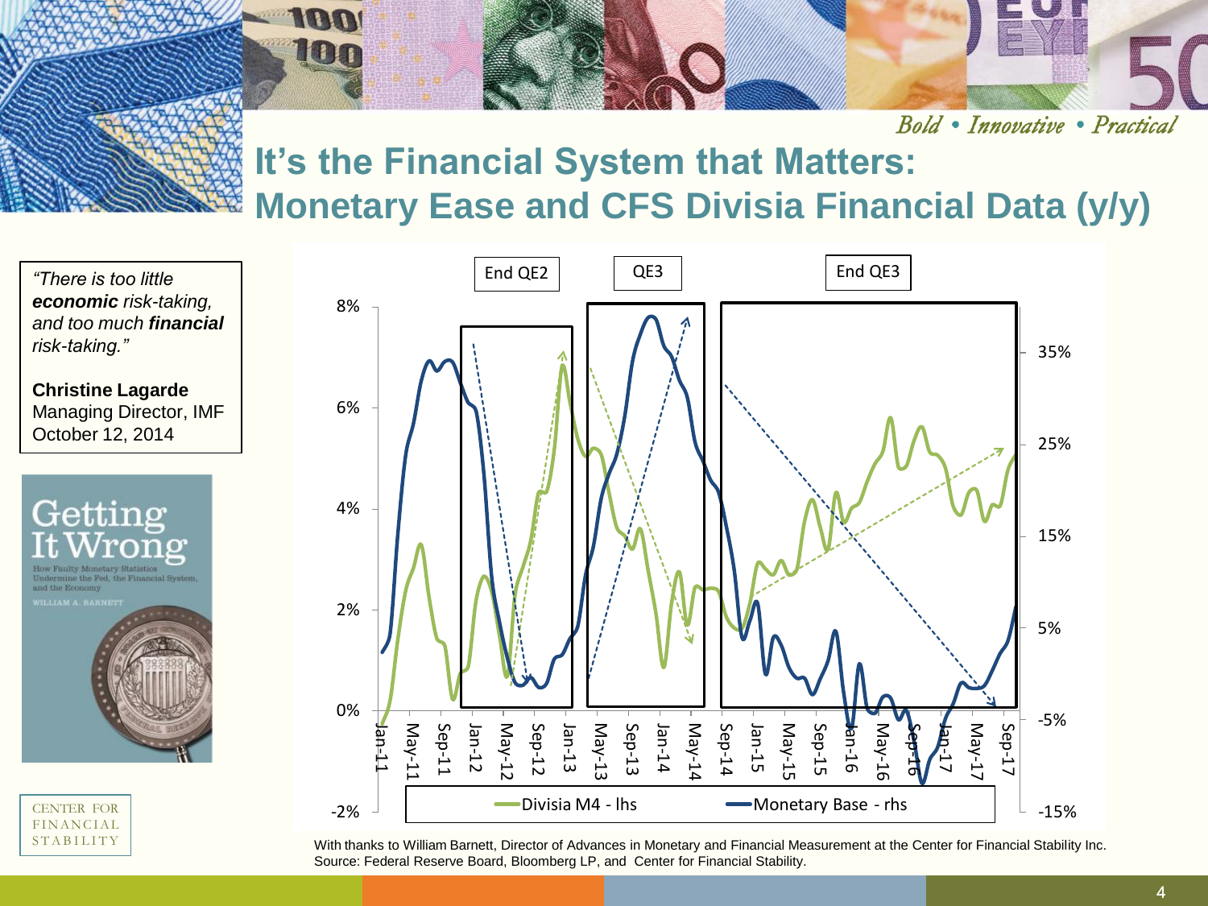Bold • Innovative • Practical

# It's the Financial System that Matters: Monetary Ease and CFS Divisia Financial Data (y/y)

> *"There is too little **economic** risk-taking, and too much **financial** risk-taking."*
>
> **Christine Lagarde**
> Managing Director, IMF
> October 12, 2014

Getting It Wrong
How Faulty Monetary Statistics Undermine the Fed, the Financial System, and the Economy
WILLIAM A. BARNETT

End QE2 | QE3 | End QE3

Divisia M4 - lhs | Monetary Base - rhs

With thanks to William Barnett, Director of Advances in Monetary and Financial Measurement at the Center for Financial Stability Inc.
Source: Federal Reserve Board, Bloomberg LP, and Center for Financial Stability.

CENTER FOR FINANCIAL STABILITY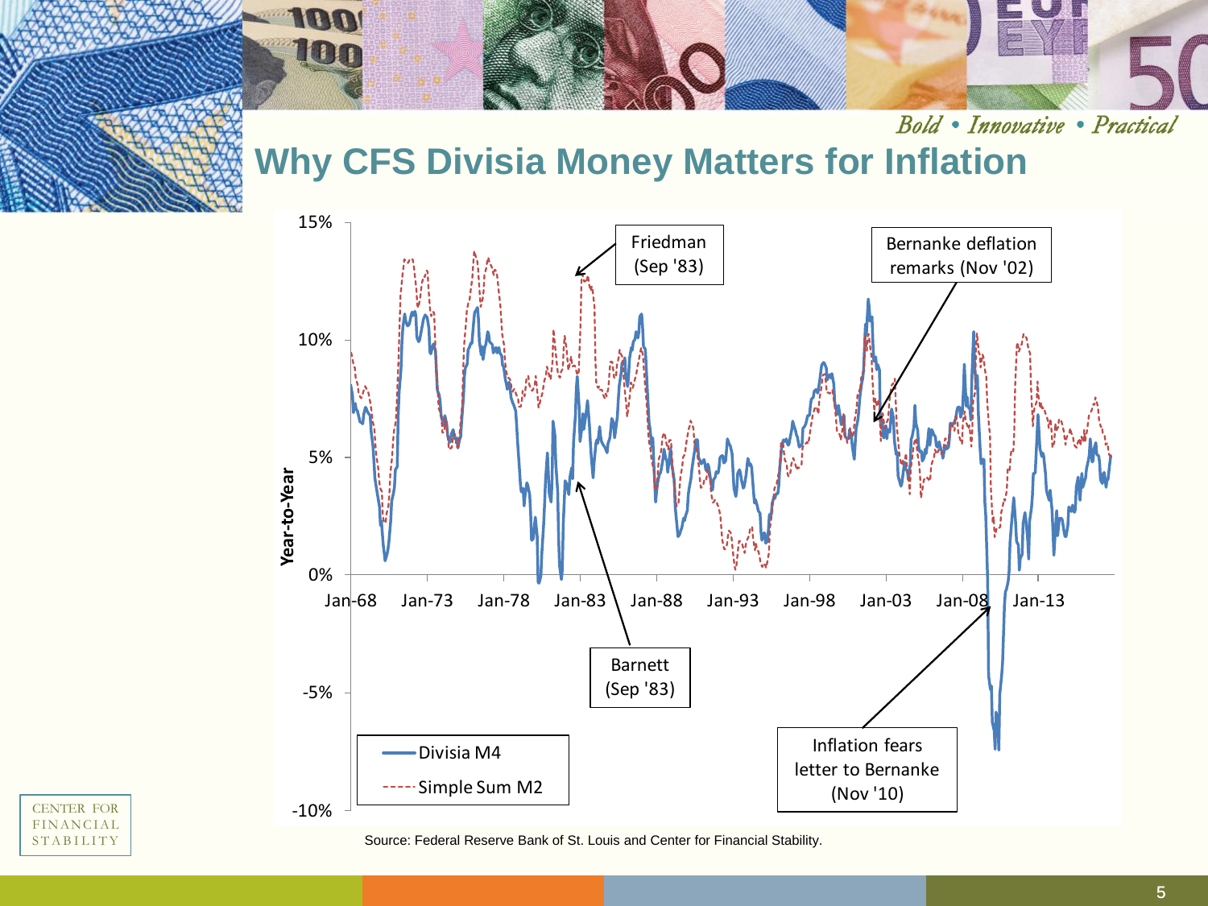*Bold • Innovative • Practical*

# Why CFS Divisia Money Matters for Inflation

Year-to-Year

15%

10%

5%

0%

-5%

-10%

Jan-68 Jan-73 Jan-78 Jan-83 Jan-88 Jan-93 Jan-98 Jan-03 Jan-08 Jan-13

Friedman (Sep '83)

Bernanke deflation remarks (Nov '02)

Barnett (Sep '83)

Inflation fears letter to Bernanke (Nov '10)

Divisia M4

Simple Sum M2

Source: Federal Reserve Bank of St. Louis and Center for Financial Stability.

CENTER FOR FINANCIAL STABILITY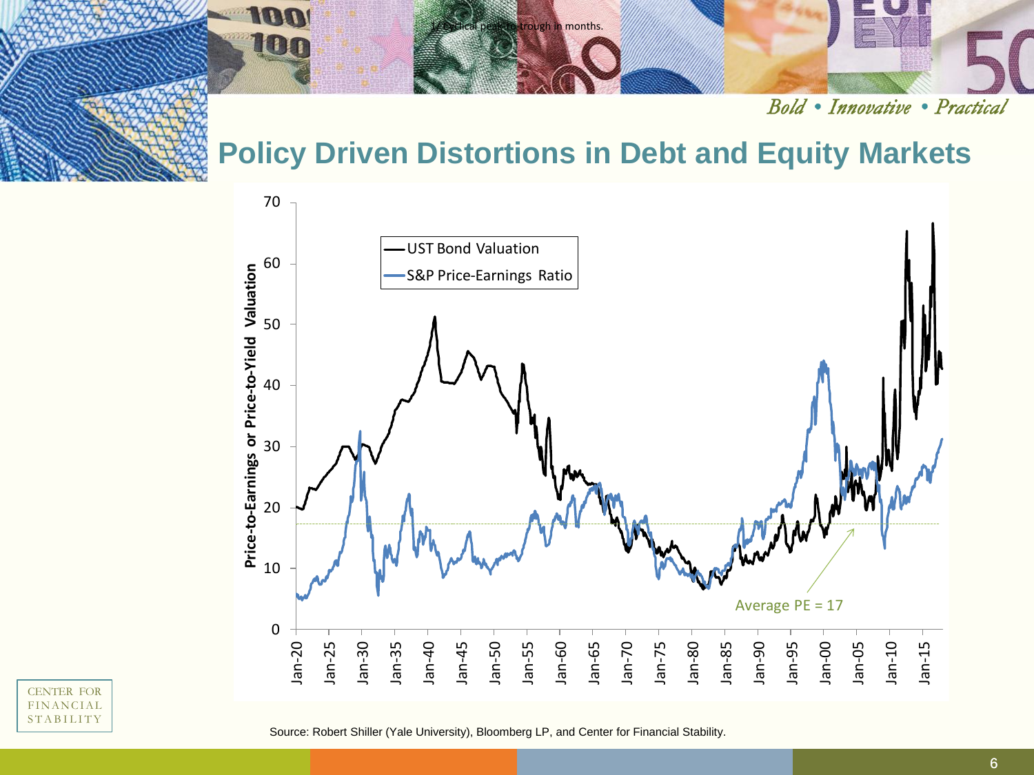# Policy Driven Distortions in Debt and Equity Markets

Source: Robert Shiller (Yale University), Bloomberg LP, and Center for Financial Stability.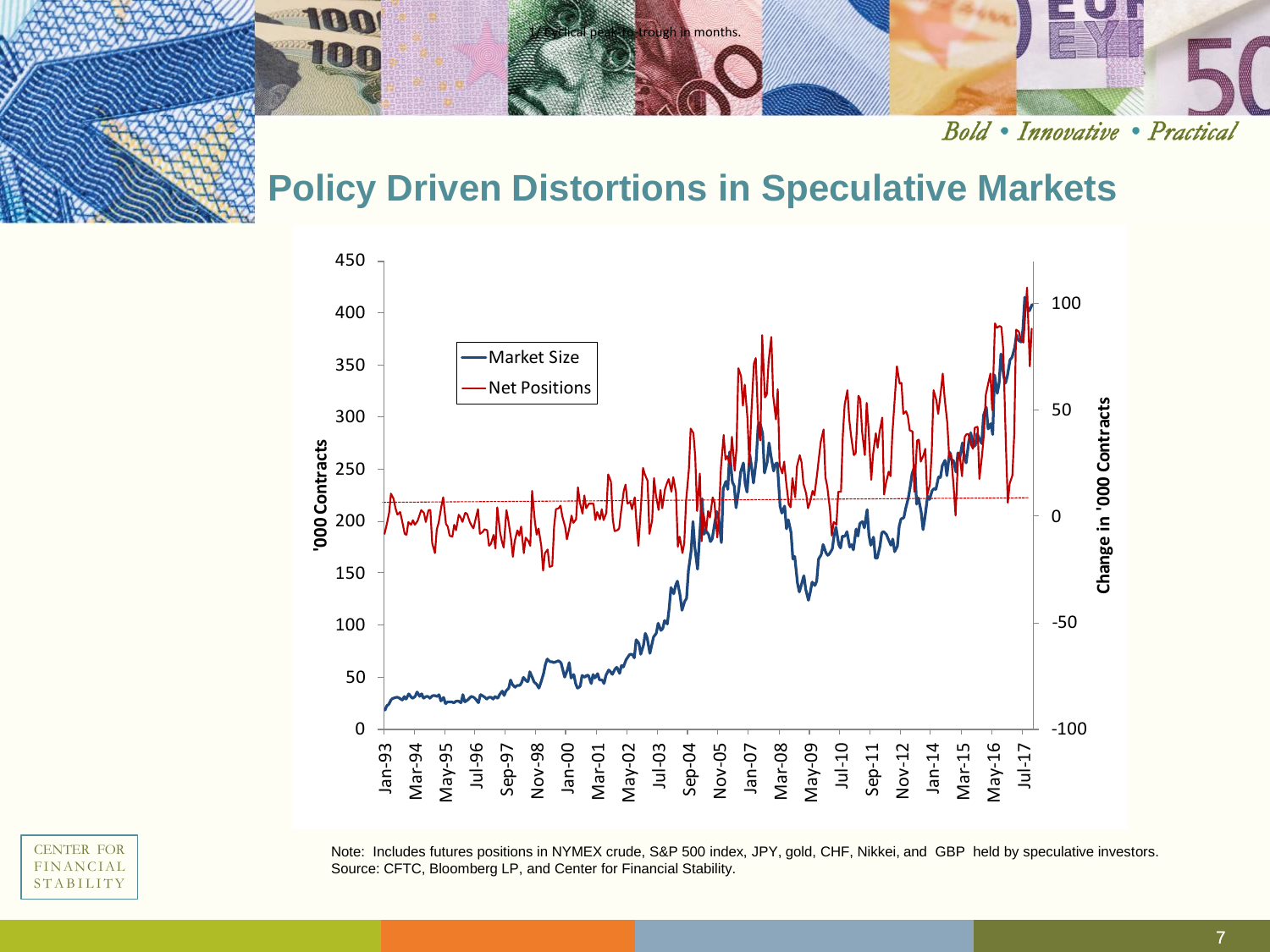# Policy Driven Distortions in Speculative Markets

Note: Includes futures positions in NYMEX crude, S&P 500 index, JPY, gold, CHF, Nikkei, and GBP held by speculative investors.
Source: CFTC, Bloomberg LP, and Center for Financial Stability.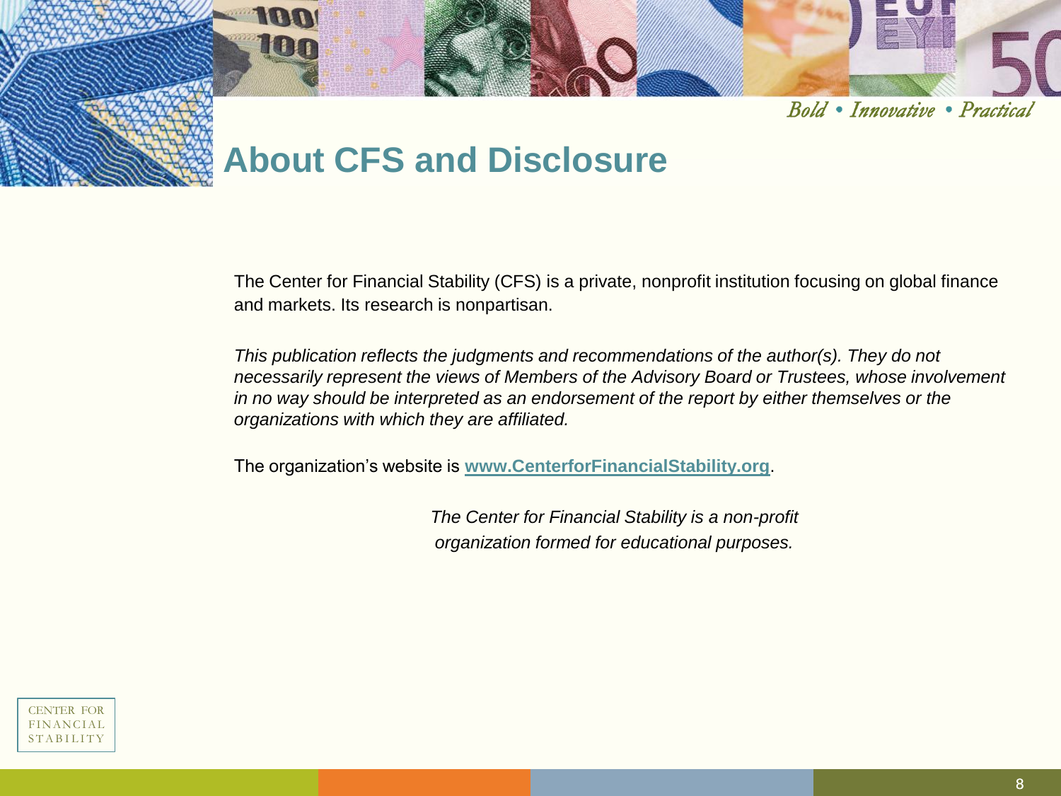Bold • Innovative • Practical

# About CFS and Disclosure

The Center for Financial Stability (CFS) is a private, nonprofit institution focusing on global finance and markets. Its research is nonpartisan.

*This publication reflects the judgments and recommendations of the author(s). They do not necessarily represent the views of Members of the Advisory Board or Trustees, whose involvement in no way should be interpreted as an endorsement of the report by either themselves or the organizations with which they are affiliated.*

The organization's website is **www.CenterforFinancialStability.org**.

*The Center for Financial Stability is a non-profit organization formed for educational purposes.*

CENTER FOR FINANCIAL STABILITY